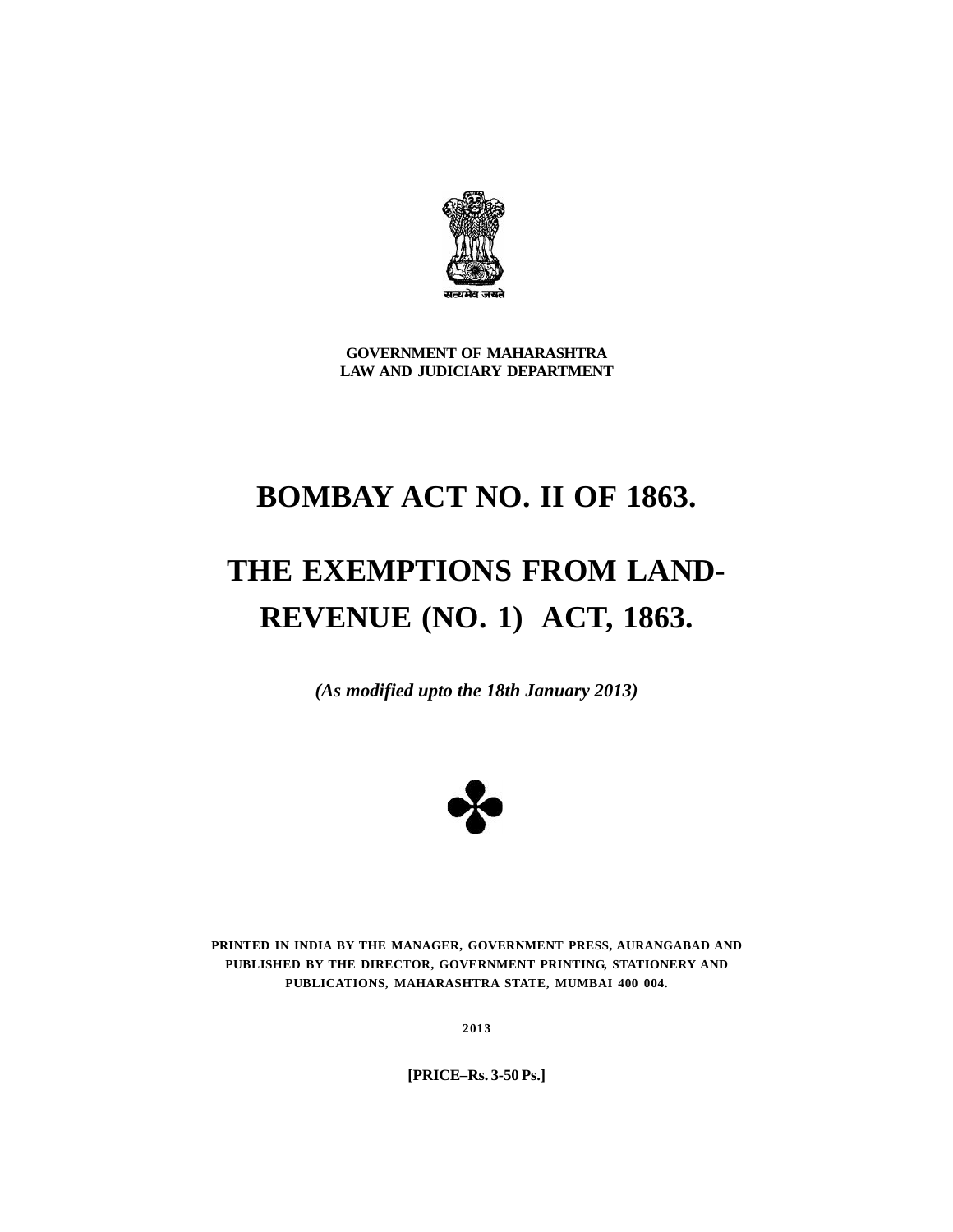सत्यमेव जयते

**GOVERNMENT OF MAHARASHTRA**
**LAW AND JUDICIARY DEPARTMENT**

# BOMBAY ACT NO. II OF 1863.

# THE EXEMPTIONS FROM LAND-REVENUE (NO. 1) ACT, 1863.

***(As modified upto the 18th January 2013)***

**PRINTED IN INDIA BY THE MANAGER, GOVERNMENT PRESS, AURANGABAD AND PUBLISHED BY THE DIRECTOR, GOVERNMENT PRINTING, STATIONERY AND PUBLICATIONS, MAHARASHTRA STATE, MUMBAI 400 004.**

**2013**

**[PRICE–Rs. 3-50 Ps.]**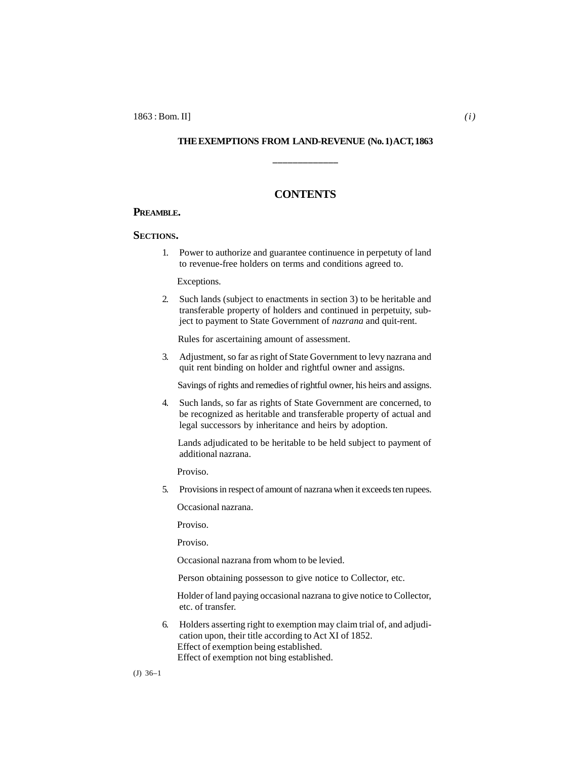# THE EXEMPTIONS FROM LAND-REVENUE (No. 1) ACT, 1863

## CONTENTS

**PREAMBLE.**

**SECTIONS.**

1. Power to authorize and guarantee continuence in perpetuty of land to revenue-free holders on terms and conditions agreed to.

   Exceptions.

2. Such lands (subject to enactments in section 3) to be heritable and transferable property of holders and continued in perpetuity, subject to payment to State Government of *nazrana* and quit-rent.

   Rules for ascertaining amount of assessment.

3. Adjustment, so far as right of State Government to levy nazrana and quit rent binding on holder and rightful owner and assigns.

   Savings of rights and remedies of rightful owner, his heirs and assigns.

4. Such lands, so far as rights of State Government are concerned, to be recognized as heritable and transferable property of actual and legal successors by inheritance and heirs by adoption.

   Lands adjudicated to be heritable to be held subject to payment of additional nazrana.

   Proviso.

5. Provisions in respect of amount of nazrana when it exceeds ten rupees.

   Occasional nazrana.

   Proviso.

   Proviso.

   Occasional nazrana from whom to be levied.

   Person obtaining possesson to give notice to Collector, etc.

   Holder of land paying occasional nazrana to give notice to Collector, etc. of transfer.

6. Holders asserting right to exemption may claim trial of, and adjudication upon, their title according to Act XI of 1852.
   Effect of exemption being established.
   Effect of exemption not bing established.

(J) 36–1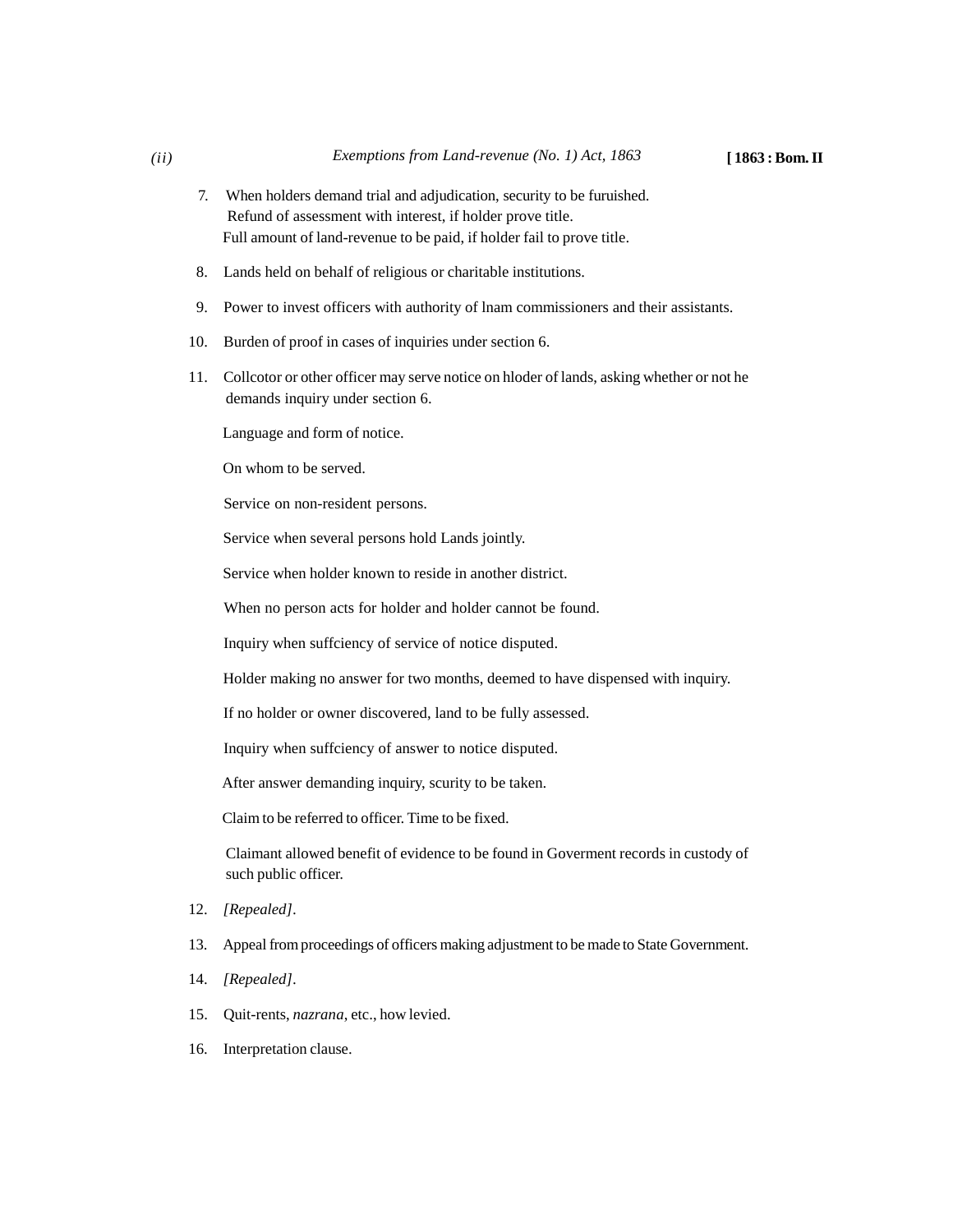7. When holders demand trial and adjudication, security to be furuished.
   Refund of assessment with interest, if holder prove title.
   Full amount of land-revenue to be paid, if holder fail to prove title.

8. Lands held on behalf of religious or charitable institutions.

9. Power to invest officers with authority of lnam commissioners and their assistants.

10. Burden of proof in cases of inquiries under section 6.

11. Collcotor or other officer may serve notice on hloder of lands, asking whether or not he demands inquiry under section 6.

    Language and form of notice.

    On whom to be served.

    Service on non-resident persons.

    Service when several persons hold Lands jointly.

    Service when holder known to reside in another district.

    When no person acts for holder and holder cannot be found.

    Inquiry when suffciency of service of notice disputed.

    Holder making no answer for two months, deemed to have dispensed with inquiry.

    If no holder or owner discovered, land to be fully assessed.

    Inquiry when suffciency of answer to notice disputed.

    After answer demanding inquiry, scurity to be taken.

    Claim to be referred to officer. Time to be fixed.

    Claimant allowed benefit of evidence to be found in Goverment records in custody of such public officer.

12. *[Repealed]*.

13. Appeal from proceedings of officers making adjustment to be made to State Government.

14. *[Repealed]*.

15. Quit-rents, *nazrana*, etc., how levied.

16. Interpretation clause.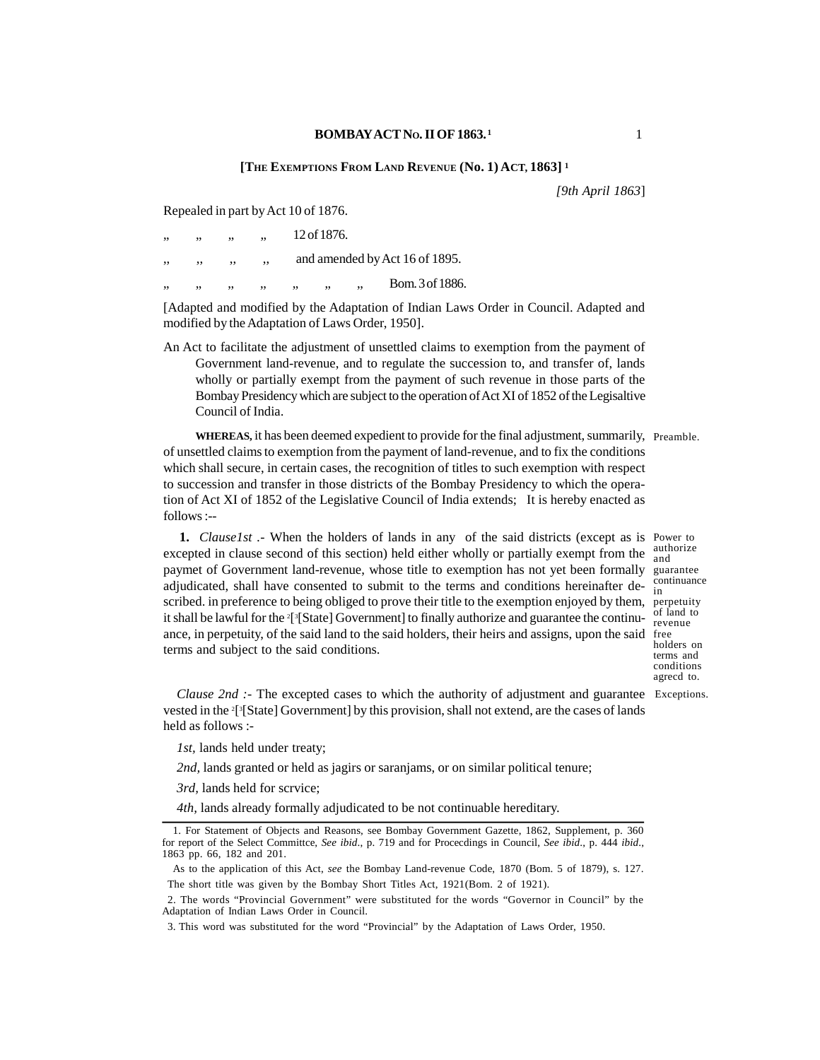# BOMBAY ACT No. II OF 1863.[1]

## [THE EXEMPTIONS FROM LAND REVENUE (No. 1) ACT, 1863] [1]

*[9th April 1863]*

Repealed in part by Act 10 of 1876.

,, ,, ,, ,, 12 of 1876.

,, ,, ,, ,, and amended by Act 16 of 1895.

,, ,, ,, ,, ,, ,, ,, Bom. 3 of 1886.

[Adapted and modified by the Adaptation of Indian Laws Order in Council. Adapted and modified by the Adaptation of Laws Order, 1950].

An Act to facilitate the adjustment of unsettled claims to exemption from the payment of Government land-revenue, and to regulate the succession to, and transfer of, lands wholly or partially exempt from the payment of such revenue in those parts of the Bombay Presidency which are subject to the operation of Act XI of 1852 of the Legisaltive Council of India.

Preamble.

**WHEREAS**, it has been deemed expedient to provide for the final adjustment, summarily, of unsettled claims to exemption from the payment of land-revenue, and to fix the conditions which shall secure, in certain cases, the recognition of titles to such exemption with respect to succession and transfer in those districts of the Bombay Presidency to which the operation of Act XI of 1852 of the Legislative Council of India extends; It is hereby enacted as follows :--

Power to authorize and guarantee continuance in perpetuity of land to revenue free holders on terms and conditions agrecd to.

**1.** *Clause1st .-* When the holders of lands in any of the said districts (except as is excepted in clause second of this section) held either wholly or partially exempt from the paymet of Government land-revenue, whose title to exemption has not yet been formally adjudicated, shall have consented to submit to the terms and conditions hereinafter described. in preference to being obliged to prove their title to the exemption enjoyed by them, it shall be lawful for the [2][[3][State] Government] to finally authorize and guarantee the continuance, in perpetuity, of the said land to the said holders, their heirs and assigns, upon the said terms and subject to the said conditions.

Exceptions.

*Clause 2nd :-* The excepted cases to which the authority of adjustment and guarantee vested in the [2][[3][State] Government] by this provision, shall not extend, are the cases of lands held as follows :-

*1st,* lands held under treaty;

*2nd,* lands granted or held as jagirs or saranjams, or on similar political tenure;

*3rd,* lands held for scrvice;

*4th,* lands already formally adjudicated to be not continuable hereditary.

---

1. For Statement of Objects and Reasons, see Bombay Government Gazette, 1862, Supplement, p. 360 for report of the Select Committce, *See ibid.*, p. 719 and for Procecdings in Council, *See ibid.*, p. 444 *ibid.*, 1863 pp. 66, 182 and 201.

As to the application of this Act, *see* the Bombay Land-revenue Code, 1870 (Bom. 5 of 1879), s. 127. The short title was given by the Bombay Short Titles Act, 1921(Bom. 2 of 1921).

2. The words "Provincial Government" were substituted for the words "Governor in Council" by the Adaptation of Indian Laws Order in Council.

3. This word was substituted for the word "Provincial" by the Adaptation of Laws Order, 1950.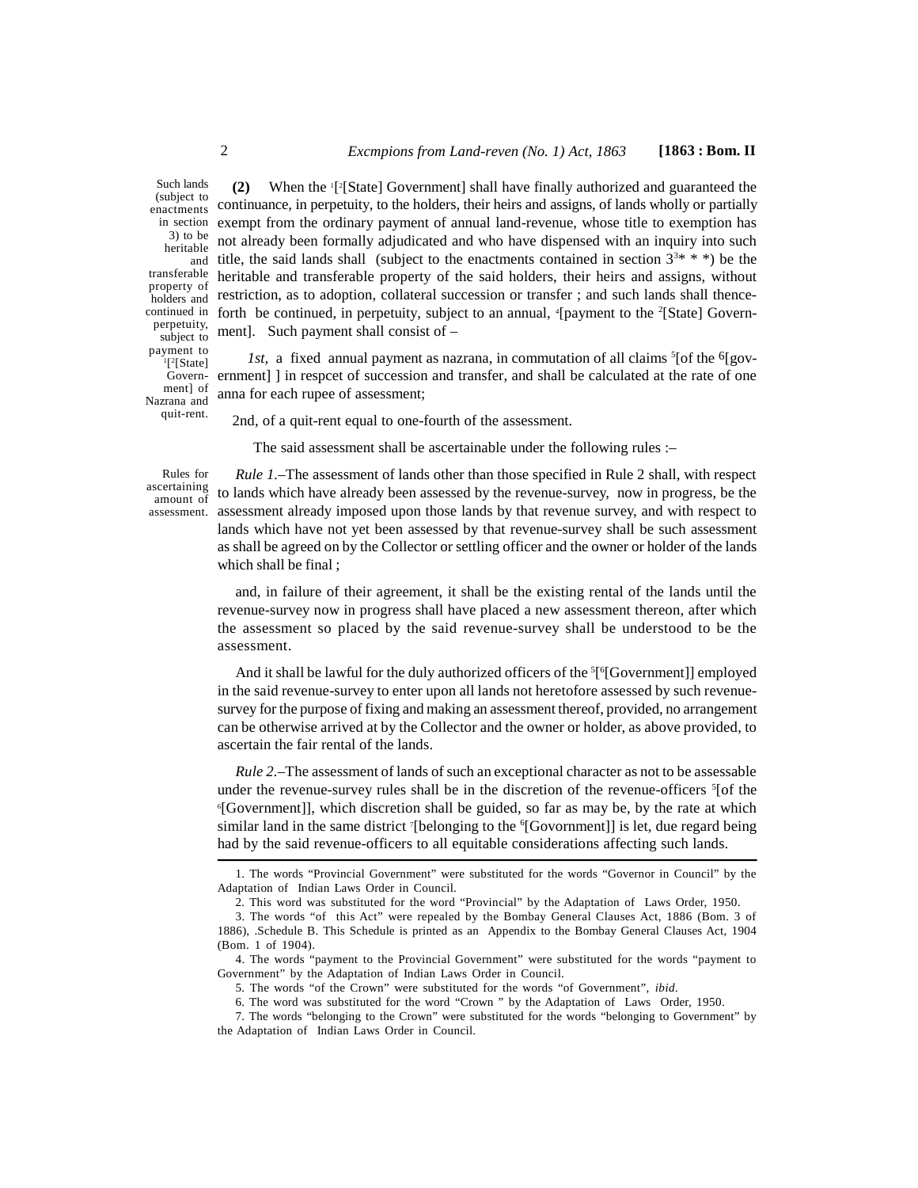Such lands (subject to enactments in section 3) to be heritable and transferable property of holders and continued in perpetuity, subject to payment to [1][[2][State] Government] of Nazrana and quit-rent.

**(2)** When the [1][[2][State] Government] shall have finally authorized and guaranteed the continuance, in perpetuity, to the holders, their heirs and assigns, of lands wholly or partially exempt from the ordinary payment of annual land-revenue, whose title to exemption has not already been formally adjudicated and who have dispensed with an inquiry into such title, the said lands shall (subject to the enactments contained in section 3[3]* * *) be the heritable and transferable property of the said holders, their heirs and assigns, without restriction, as to adoption, collateral succession or transfer ; and such lands shall thenceforth be continued, in perpetuity, subject to an annual, [4][payment to the [2][State] Government]. Such payment shall consist of –

*1st,* a fixed annual payment as nazrana, in commutation of all claims [5][of the [6][government] ] in respcet of succession and transfer, and shall be calculated at the rate of one anna for each rupee of assessment;

2nd, of a quit-rent equal to one-fourth of the assessment.

The said assessment shall be ascertainable under the following rules :–

Rules for ascertaining amount of assessment.

*Rule 1*.–The assessment of lands other than those specified in Rule 2 shall, with respect to lands which have already been assessed by the revenue-survey, now in progress, be the assessment already imposed upon those lands by that revenue survey, and with respect to lands which have not yet been assessed by that revenue-survey shall be such assessment as shall be agreed on by the Collector or settling officer and the owner or holder of the lands which shall be final ;

and, in failure of their agreement, it shall be the existing rental of the lands until the revenue-survey now in progress shall have placed a new assessment thereon, after which the assessment so placed by the said revenue-survey shall be understood to be the assessment.

And it shall be lawful for the duly authorized officers of the [5][[6][Government]] employed in the said revenue-survey to enter upon all lands not heretofore assessed by such revenue-survey for the purpose of fixing and making an assessment thereof, provided, no arrangement can be otherwise arrived at by the Collector and the owner or holder, as above provided, to ascertain the fair rental of the lands.

*Rule 2*.–The assessment of lands of such an exceptional character as not to be assessable under the revenue-survey rules shall be in the discretion of the revenue-officers [5][of the [6][Government]], which discretion shall be guided, so far as may be, by the rate at which similar land in the same district [7][belonging to the [6][Govornment]] is let, due regard being had by the said revenue-officers to all equitable considerations affecting such lands.

---

1. The words "Provincial Government" were substituted for the words "Governor in Council" by the Adaptation of Indian Laws Order in Council.

2. This word was substituted for the word "Provincial" by the Adaptation of Laws Order, 1950.

3. The words "of this Act" were repealed by the Bombay General Clauses Act, 1886 (Bom. 3 of 1886), .Schedule B. This Schedule is printed as an Appendix to the Bombay General Clauses Act, 1904 (Bom. 1 of 1904).

4. The words "payment to the Provincial Government" were substituted for the words "payment to Government" by the Adaptation of Indian Laws Order in Council.

5. The words "of the Crown" were substituted for the words "of Government", *ibid*.

6. The word was substituted for the word "Crown " by the Adaptation of Laws Order, 1950.

7. The words "belonging to the Crown" were substituted for the words "belonging to Government" by the Adaptation of Indian Laws Order in Council.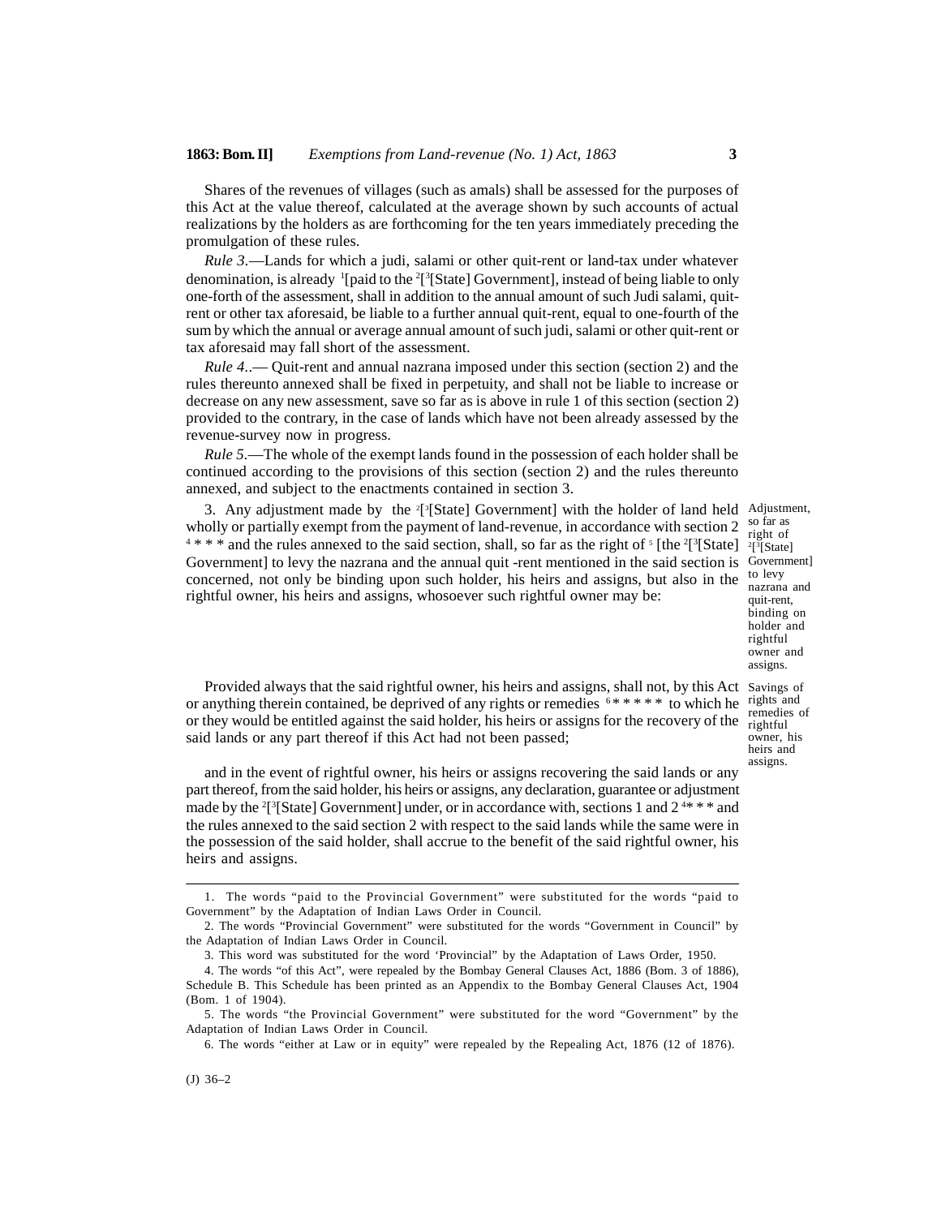Shares of the revenues of villages (such as amals) shall be assessed for the purposes of this Act at the value thereof, calculated at the average shown by such accounts of actual realizations by the holders as are forthcoming for the ten years immediately preceding the promulgation of these rules.

*Rule 3*.—Lands for which a judi, salami or other quit-rent or land-tax under whatever denomination, is already [1][paid to the [2][[3][State] Government], instead of being liable to only one-forth of the assessment, shall in addition to the annual amount of such Judi salami, quit-rent or other tax aforesaid, be liable to a further annual quit-rent, equal to one-fourth of the sum by which the annual or average annual amount of such judi, salami or other quit-rent or tax aforesaid may fall short of the assessment.

*Rule 4*..— Quit-rent and annual nazrana imposed under this section (section 2) and the rules thereunto annexed shall be fixed in perpetuity, and shall not be liable to increase or decrease on any new assessment, save so far as is above in rule 1 of this section (section 2) provided to the contrary, in the case of lands which have not been already assessed by the revenue-survey now in progress.

*Rule 5*.—The whole of the exempt lands found in the possession of each holder shall be continued according to the provisions of this section (section 2) and the rules thereunto annexed, and subject to the enactments contained in section 3.

Adjustment, so far as right of [2][[3][State] Government] to levy nazrana and quit-rent, binding on holder and rightful owner and assigns.

3. Any adjustment made by the [2][[3][State] Government] with the holder of land held wholly or partially exempt from the payment of land-revenue, in accordance with section 2 [4] * * * and the rules annexed to the said section, shall, so far as the right of [5] [the [2][[3][State] Government] to levy the nazrana and the annual quit -rent mentioned in the said section is concerned, not only be binding upon such holder, his heirs and assigns, but also in the rightful owner, his heirs and assigns, whosoever such rightful owner may be:

Savings of rights and remedies of rightful owner, his heirs and assigns.

Provided always that the said rightful owner, his heirs and assigns, shall not, by this Act or anything therein contained, be deprived of any rights or remedies [6] * * * * * * to which he or they would be entitled against the said holder, his heirs or assigns for the recovery of the said lands or any part thereof if this Act had not been passed;

and in the event of rightful owner, his heirs or assigns recovering the said lands or any part thereof, from the said holder, his heirs or assigns, any declaration, guarantee or adjustment made by the [2][[3][State] Government] under, or in accordance with, sections 1 and 2 [4] * * * and the rules annexed to the said section 2 with respect to the said lands while the same were in the possession of the said holder, shall accrue to the benefit of the said rightful owner, his heirs and assigns.

---

1. The words "paid to the Provincial Government" were substituted for the words "paid to Government" by the Adaptation of Indian Laws Order in Council.

2. The words "Provincial Government" were substituted for the words "Government in Council" by the Adaptation of Indian Laws Order in Council.

3. This word was substituted for the word 'Provincial" by the Adaptation of Laws Order, 1950.

4. The words "of this Act", were repealed by the Bombay General Clauses Act, 1886 (Bom. 3 of 1886), Schedule B. This Schedule has been printed as an Appendix to the Bombay General Clauses Act, 1904 (Bom. 1 of 1904).

5. The words "the Provincial Government" were substituted for the word "Government" by the Adaptation of Indian Laws Order in Council.

6. The words "either at Law or in equity" were repealed by the Repealing Act, 1876 (12 of 1876).

(J) 36–2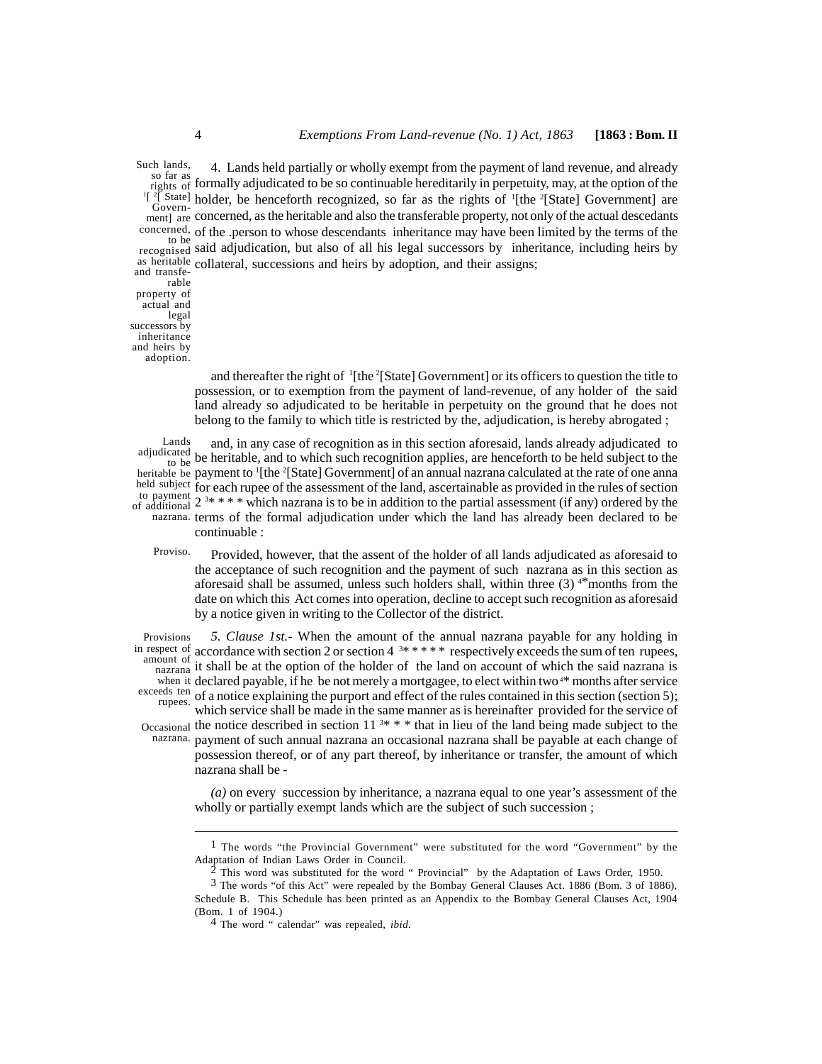Such lands, so far as rights of [1][ [2][ State] Government] are concerned, to be recognised as heritable and transferable property of actual and legal successors by inheritance and heirs by adoption.

4. Lands held partially or wholly exempt from the payment of land revenue, and already formally adjudicated to be so continuable hereditarily in perpetuity, may, at the option of the holder, be henceforth recognized, so far as the rights of [1][the [2][State] Government] are concerned, as the heritable and also the transferable property, not only of the actual descedants of the .person to whose descendants inheritance may have been limited by the terms of the said adjudication, but also of all his legal successors by inheritance, including heirs by collateral, successions and heirs by adoption, and their assigns;

and thereafter the right of [1][the [2][State] Government] or its officers to question the title to possession, or to exemption from the payment of land-revenue, of any holder of the said land already so adjudicated to be heritable in perpetuity on the ground that he does not belong to the family to which title is restricted by the, adjudication, is hereby abrogated ;

Lands adjudicated to be heritable be held subject to payment of additional nazrana.

and, in any case of recognition as in this section aforesaid, lands already adjudicated to be heritable, and to which such recognition applies, are henceforth to be held subject to the payment to [1][the [2][State] Government] of an annual nazrana calculated at the rate of one anna for each rupee of the assessment of the land, ascertainable as provided in the rules of section 2 [3]* * * * which nazrana is to be in addition to the partial assessment (if any) ordered by the terms of the formal adjudication under which the land has already been declared to be continuable :

Proviso.

Provided, however, that the assent of the holder of all lands adjudicated as aforesaid to the acceptance of such recognition and the payment of such nazrana as in this section as aforesaid shall be assumed, unless such holders shall, within three (3) [4]*months from the date on which this Act comes into operation, decline to accept such recognition as aforesaid by a notice given in writing to the Collector of the district.

Provisions in respect of amount of nazrana when it exceeds ten rupees.

Occasional nazrana.

*5. Clause 1st.*- When the amount of the annual nazrana payable for any holding in accordance with section 2 or section 4 [3]* * * * * respectively exceeds the sum of ten rupees, it shall be at the option of the holder of the land on account of which the said nazrana is declared payable, if he be not merely a mortgagee, to elect within two [4]* months after service of a notice explaining the purport and effect of the rules contained in this section (section 5); which service shall be made in the same manner as is hereinafter provided for the service of the notice described in section 11 [3]* * * that in lieu of the land being made subject to the payment of such annual nazrana an occasional nazrana shall be payable at each change of possession thereof, or of any part thereof, by inheritance or transfer, the amount of which nazrana shall be -

*(a)* on every succession by inheritance, a nazrana equal to one year's assessment of the wholly or partially exempt lands which are the subject of such succession ;

---

[1] The words "the Provincial Government" were substituted for the word "Government" by the Adaptation of Indian Laws Order in Council.

[2] This word was substituted for the word " Provincial" by the Adaptation of Laws Order, 1950.

[3] The words "of this Act" were repealed by the Bombay General Clauses Act. 1886 (Bom. 3 of 1886), Schedule B. This Schedule has been printed as an Appendix to the Bombay General Clauses Act, 1904 (Bom. 1 of 1904.)

[4] The word " calendar" was repealed, *ibid.*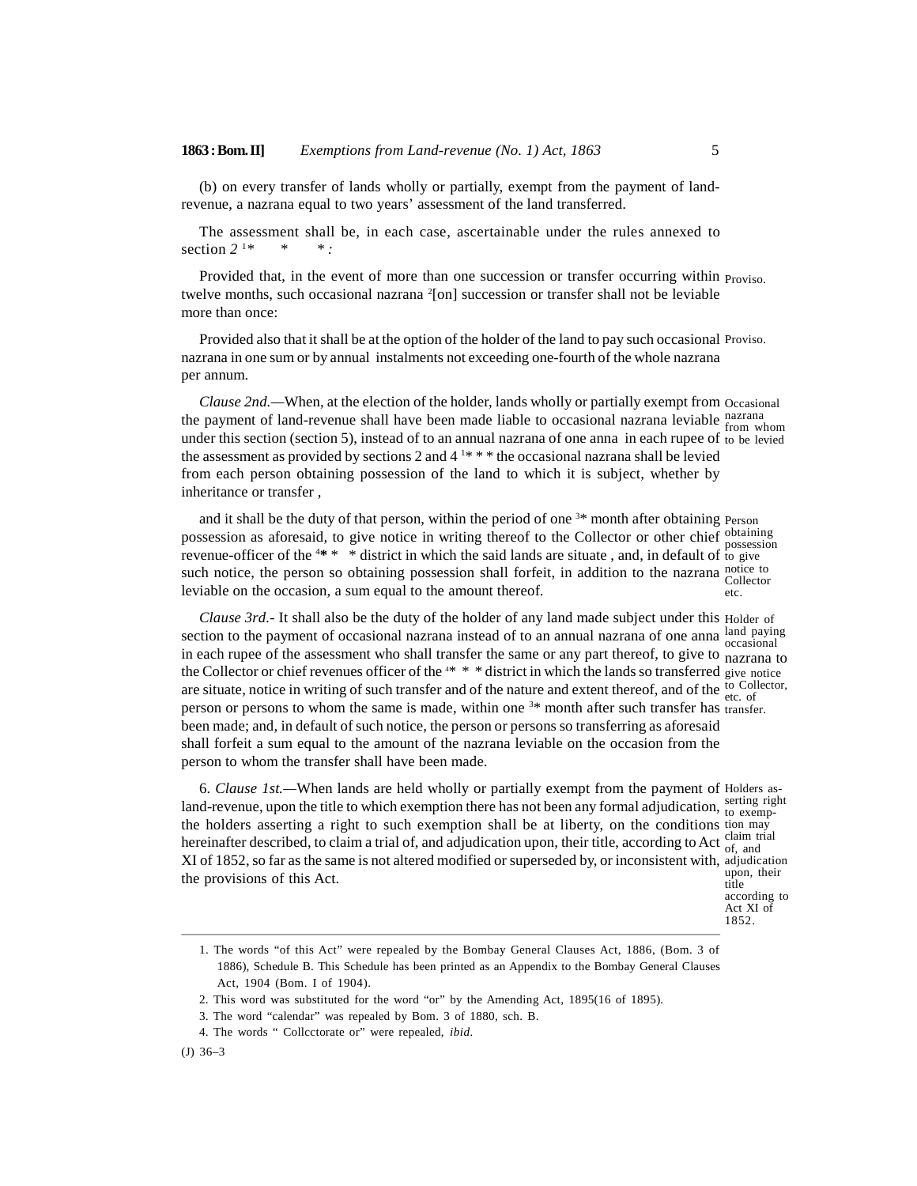(b) on every transfer of lands wholly or partially, exempt from the payment of land-revenue, a nazrana equal to two years' assessment of the land transferred.

The assessment shall be, in each case, ascertainable under the rules annexed to section *2* [1]\* \* \* *:*

Provided that, in the event of more than one succession or transfer occurring within twelve months, such occasional nazrana [2][on] succession or transfer shall not be leviable more than once:

Proviso.

Provided also that it shall be at the option of the holder of the land to pay such occasional nazrana in one sum or by annual instalments not exceeding one-fourth of the whole nazrana per annum.

Proviso.

*Clause 2nd.*—When, at the election of the holder, lands wholly or partially exempt from the payment of land-revenue shall have been made liable to occasional nazrana leviable under this section (section 5), instead of to an annual nazrana of one anna in each rupee of the assessment as provided by sections 2 and 4 [1]\* \* \* the occasional nazrana shall be levied from each person obtaining possession of the land to which it is subject, whether by inheritance or transfer ,

Occasional nazrana from whom to be levied

and it shall be the duty of that person, within the period of one [3]\* month after obtaining possession as aforesaid, to give notice in writing thereof to the Collector or other chief revenue-officer of the [4]\* \* \* district in which the said lands are situate , and, in default of such notice, the person so obtaining possession shall forfeit, in addition to the nazrana leviable on the occasion, a sum equal to the amount thereof.

Person obtaining possession to give notice to Collector etc.

*Clause 3rd*.- It shall also be the duty of the holder of any land made subject under this section to the payment of occasional nazrana instead of to an annual nazrana of one anna in each rupee of the assessment who shall transfer the same or any part thereof, to give to the Collector or chief revenues officer of the [4]\* \* \* district in which the lands so transferred are situate, notice in writing of such transfer and of the nature and extent thereof, and of the person or persons to whom the same is made, within one [3]\* month after such transfer has been made; and, in default of such notice, the person or persons so transferring as aforesaid shall forfeit a sum equal to the amount of the nazrana leviable on the occasion from the person to whom the transfer shall have been made.

Holder of land paying occasional nazrana to give notice to Collector, etc. of transfer.

6. *Clause 1st.*—When lands are held wholly or partially exempt from the payment of land-revenue, upon the title to which exemption there has not been any formal adjudication, the holders asserting a right to such exemption shall be at liberty, on the conditions hereinafter described, to claim a trial of, and adjudication upon, their title, according to Act XI of 1852, so far as the same is not altered modified or superseded by, or inconsistent with, the provisions of this Act.

Holders asserting right to exemption may claim trial of, and adjudication upon, their title according to Act XI of 1852.

---

1. The words "of this Act" were repealed by the Bombay General Clauses Act, 1886, (Bom. 3 of 1886), Schedule B. This Schedule has been printed as an Appendix to the Bombay General Clauses Act, 1904 (Bom. I of 1904).
2. This word was substituted for the word "or" by the Amending Act, 1895(16 of 1895).
3. The word "calendar" was repealed by Bom. 3 of 1880, sch. B.
4. The words " Collcctorate or" were repealed, *ibid*.

(J) 36–3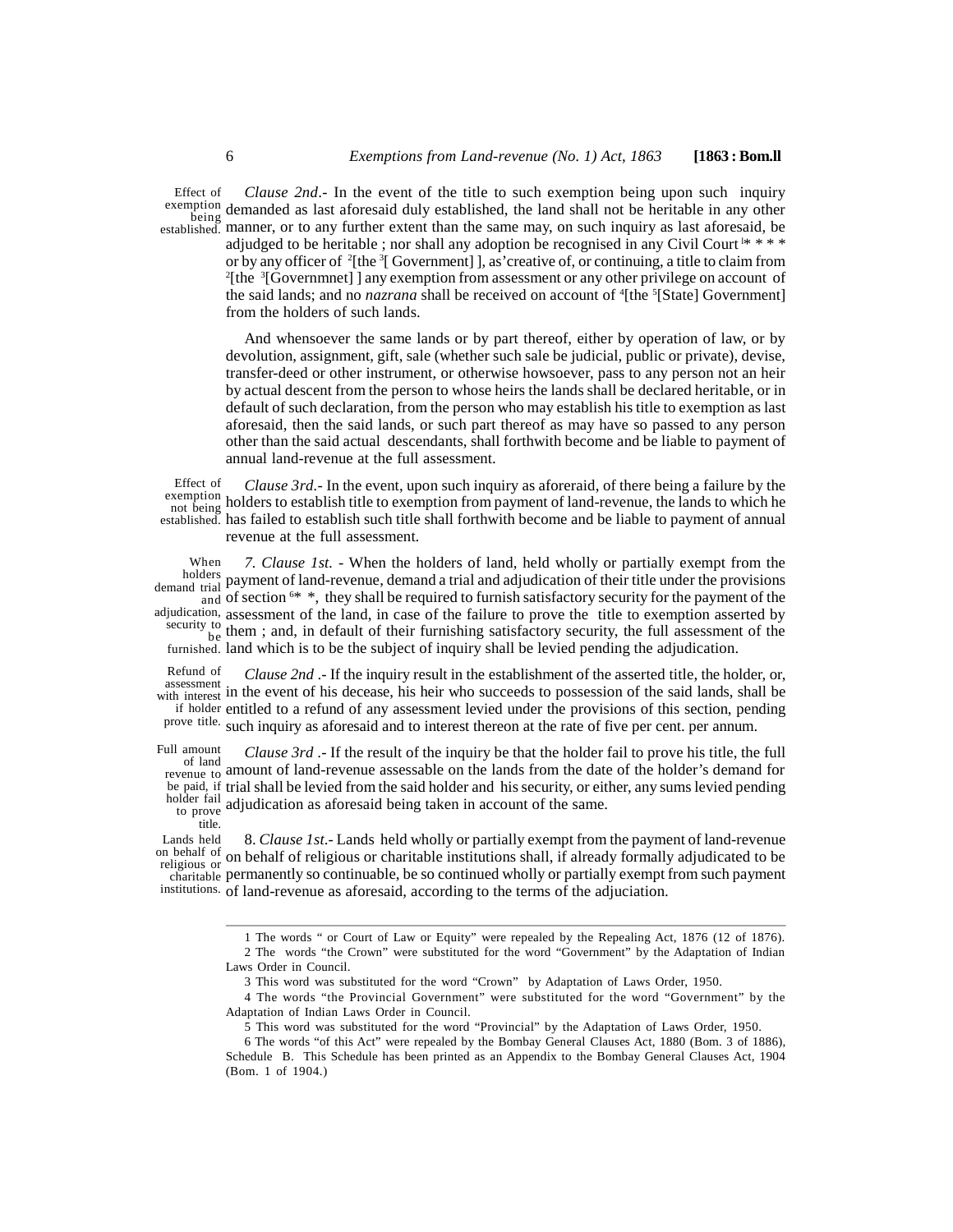Effect of exemption being established.

*Clause 2nd*.- In the event of the title to such exemption being upon such inquiry demanded as last aforesaid duly established, the land shall not be heritable in any other manner, or to any further extent than the same may, on such inquiry as last aforesaid, be adjudged to be heritable ; nor shall any adoption be recognised in any Civil Court [1]* * * * or by any officer of [2][the [3][ Government] ], as'creative of, or continuing, a title to claim from [2][the [3][Governmnet] ] any exemption from assessment or any other privilege on account of the said lands; and no *nazrana* shall be received on account of [4][the [5][State] Government] from the holders of such lands.

And whensoever the same lands or by part thereof, either by operation of law, or by devolution, assignment, gift, sale (whether such sale be judicial, public or private), devise, transfer-deed or other instrument, or otherwise howsoever, pass to any person not an heir by actual descent from the person to whose heirs the lands shall be declared heritable, or in default of such declaration, from the person who may establish his title to exemption as last aforesaid, then the said lands, or such part thereof as may have so passed to any person other than the said actual descendants, shall forthwith become and be liable to payment of annual land-revenue at the full assessment.

Effect of exemption not being established.

*Clause 3rd*.- In the event, upon such inquiry as aforeraid, of there being a failure by the holders to establish title to exemption from payment of land-revenue, the lands to which he has failed to establish such title shall forthwith become and be liable to payment of annual revenue at the full assessment.

When holders demand trial and adjudication, security to be furnished.

7. *Clause 1st.* - When the holders of land, held wholly or partially exempt from the payment of land-revenue, demand a trial and adjudication of their title under the provisions of section [6]* *, they shall be required to furnish satisfactory security for the payment of the assessment of the land, in case of the failure to prove the title to exemption asserted by them ; and, in default of their furnishing satisfactory security, the full assessment of the land which is to be the subject of inquiry shall be levied pending the adjudication.

Refund of assessment with interest if holder prove title.

*Clause 2nd* .- If the inquiry result in the establishment of the asserted title, the holder, or, in the event of his decease, his heir who succeeds to possession of the said lands, shall be entitled to a refund of any assessment levied under the provisions of this section, pending such inquiry as aforesaid and to interest thereon at the rate of five per cent. per annum.

Full amount of land revenue to be paid, if holder fail to prove title.

*Clause 3rd* .- If the result of the inquiry be that the holder fail to prove his title, the full amount of land-revenue assessable on the lands from the date of the holder's demand for trial shall be levied from the said holder and his security, or either, any sums levied pending adjudication as aforesaid being taken in account of the same.

Lands held on behalf of religious or charitable institutions.

8. *Clause 1st*.- Lands held wholly or partially exempt from the payment of land-revenue on behalf of religious or charitable institutions shall, if already formally adjudicated to be permanently so continuable, be so continued wholly or partially exempt from such payment of land-revenue as aforesaid, according to the terms of the adjuciation.

---

1 The words " or Court of Law or Equity" were repealed by the Repealing Act, 1876 (12 of 1876).

2 The words "the Crown" were substituted for the word "Government" by the Adaptation of Indian Laws Order in Council.

3 This word was substituted for the word "Crown" by Adaptation of Laws Order, 1950.

4 The words "the Provincial Government" were substituted for the word "Government" by the Adaptation of Indian Laws Order in Council.

5 This word was substituted for the word "Provincial" by the Adaptation of Laws Order, 1950.

6 The words "of this Act" were repealed by the Bombay General Clauses Act, 1880 (Bom. 3 of 1886), Schedule B. This Schedule has been printed as an Appendix to the Bombay General Clauses Act, 1904 (Bom. 1 of 1904.)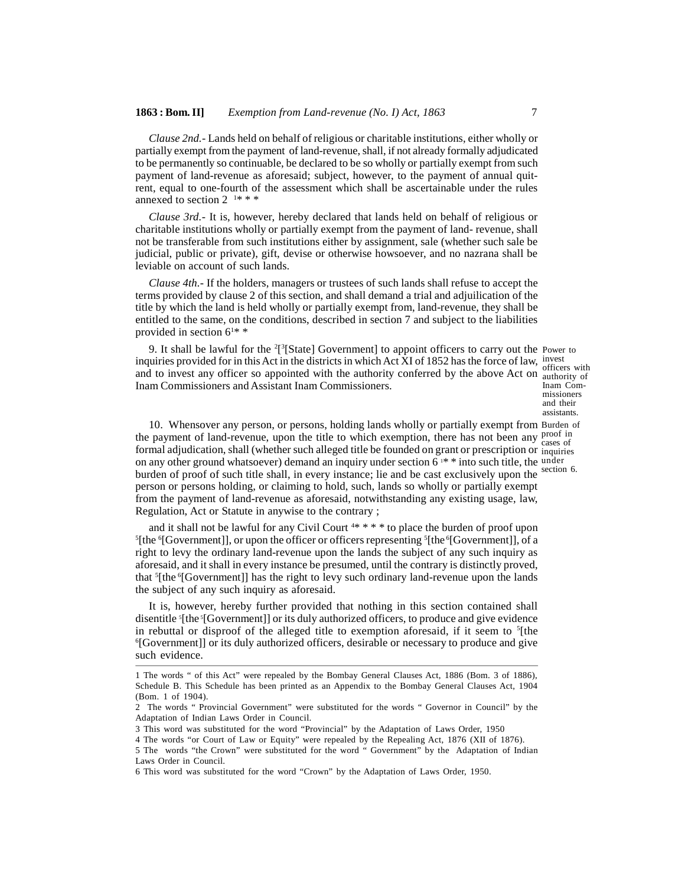*Clause 2nd.*- Lands held on behalf of religious or charitable institutions, either wholly or partially exempt from the payment of land-revenue, shall, if not already formally adjudicated to be permanently so continuable, be declared to be so wholly or partially exempt from such payment of land-revenue as aforesaid; subject, however, to the payment of annual quit-rent, equal to one-fourth of the assessment which shall be ascertainable under the rules annexed to section 2 [1]* * *

*Clause 3rd.*- It is, however, hereby declared that lands held on behalf of religious or charitable institutions wholly or partially exempt from the payment of land- revenue, shall not be transferable from such institutions either by assignment, sale (whether such sale be judicial, public or private), gift, devise or otherwise howsoever, and no nazrana shall be leviable on account of such lands.

*Clause 4th.*- If the holders, managers or trustees of such lands shall refuse to accept the terms provided by clause 2 of this section, and shall demand a trial and adjuilication of the title by which the land is held wholly or partially exempt from, land-revenue, they shall be entitled to the same, on the conditions, described in section 7 and subject to the liabilities provided in section 6[1]* *

Power to invest officers with authority of Inam Commissioners and their assistants.

9. It shall be lawful for the [2][[3][State] Government] to appoint officers to carry out the inquiries provided for in this Act in the districts in which Act XI of 1852 has the force of law, and to invest any officer so appointed with the authority conferred by the above Act on Inam Commissioners and Assistant Inam Commissioners.

Burden of proof in cases of inquiries under section 6.

10. Whensover any person, or persons, holding lands wholly or partially exempt from the payment of land-revenue, upon the title to which exemption, there has not been any formal adjudication, shall (whether such alleged title be founded on grant or prescription or on any other ground whatsoever) demand an inquiry under section 6 [1]* * into such title, the burden of proof of such title shall, in every instance; lie and be cast exclusively upon the person or persons holding, or claiming to hold, such, lands so wholly or partially exempt from the payment of land-revenue as aforesaid, notwithstanding any existing usage, law, Regulation, Act or Statute in anywise to the contrary ;

and it shall not be lawful for any Civil Court [4]* * * * to place the burden of proof upon [5][the [6][Government]], or upon the officer or officers representing [5][the [6][Government]], of a right to levy the ordinary land-revenue upon the lands the subject of any such inquiry as aforesaid, and it shall in every instance be presumed, until the contrary is distinctly proved, that [5][the [6][Government]] has the right to levy such ordinary land-revenue upon the lands the subject of any such inquiry as aforesaid.

It is, however, hereby further provided that nothing in this section contained shall disentitle [5][the [5][Government]] or its duly authorized officers, to produce and give evidence in rebuttal or disproof of the alleged title to exemption aforesaid, if it seem to [5][the [6][Government]] or its duly authorized officers, desirable or necessary to produce and give such evidence.

---

1 The words " of this Act" were repealed by the Bombay General Clauses Act, 1886 (Bom. 3 of 1886), Schedule B. This Schedule has been printed as an Appendix to the Bombay General Clauses Act, 1904 (Bom. 1 of 1904).

2 The words " Provincial Government" were substituted for the words " Governor in Council" by the Adaptation of Indian Laws Order in Council.

3 This word was substituted for the word "Provincial" by the Adaptation of Laws Order, 1950

4 The words "or Court of Law or Equity" were repealed by the Repealing Act, 1876 (XII of 1876).

5 The words "the Crown" were substituted for the word " Government" by the Adaptation of Indian Laws Order in Council.

6 This word was substituted for the word "Crown" by the Adaptation of Laws Order, 1950.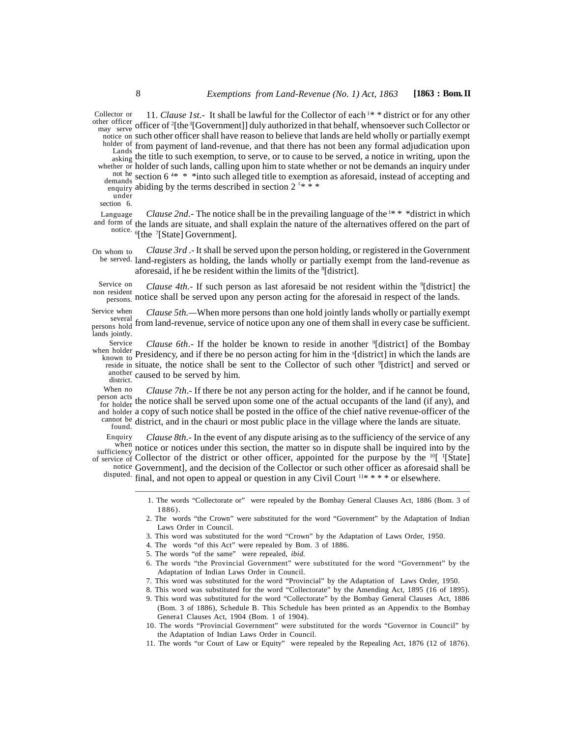Collector or other officer may serve notice on holder of Lands asking whether or not he demands enquiry under section 6.

11. *Clause 1st.*- It shall be lawful for the Collector of each [1]\* \* district or for any other officer of [2][the [3][Government]] duly authorized in that behalf, whensoever such Collector or such other officer shall have reason to believe that lands are held wholly or partially exempt from payment of land-revenue, and that there has not been any formal adjudication upon the title to such exemption, to serve, or to cause to be served, a notice in writing, upon the holder of such lands, calling upon him to state whether or not be demands an inquiry under section 6 [4]\* \* \*into such alleged title to exemption as aforesaid, instead of accepting and abiding by the terms described in section 2 [5]\* \* \*

Language and form of notice.

*Clause 2nd.*- The notice shall be in the prevailing language of the [1]\* \* \*district in which the lands are situate, and shall explain the nature of the alternatives offered on the part of [6][the [7][State] Government].

On whom to be served.

*Clause 3rd .*- It shall be served upon the person holding, or registered in the Government land-registers as holding, the lands wholly or partially exempt from the land-revenue as aforesaid, if he be resident within the limits of the [8][district].

Service on non resident persons.

*Clause 4th.*- If such person as last aforesaid be not resident within the [9][district] the notice shall be served upon any person acting for the aforesaid in respect of the lands.

Service when several persons hold lands jointly.

*Clause 5th.*—When more persons than one hold jointly lands wholly or partially exempt from land-revenue, service of notice upon any one of them shall in every case be sufficient.

Service when holder known to reside in another district.

*Clause 6th*.- If the holder be known to reside in another [9][district] of the Bombay Presidency, and if there be no person acting for him in the [9][district] in which the lands are situate, the notice shall be sent to the Collector of such other [9][district] and served or caused to be served by him.

When no person acts for holder and holder cannot be found.

*Clause 7th*.- If there be not any person acting for the holder, and if he cannot be found, the notice shall be served upon some one of the actual occupants of the land (if any), and a copy of such notice shall be posted in the office of the chief native revenue-officer of the district, and in the chauri or most public place in the village where the lands are situate.

Enquiry when sufficiency of service of notice disputed.

*Clause 8th*.- In the event of any dispute arising as to the sufficiency of the service of any notice or notices under this section, the matter so in dispute shall be inquired into by the Collector of the district or other officer, appointed for the purpose by the [10][ [1][State] Government], and the decision of the Collector or such other officer as aforesaid shall be final, and not open to appeal or question in any Civil Court [11]\* \* \* \* or elsewhere.

---

1. The words "Collectorate or" were repealed by the Bombay General Clauses Act, 1886 (Bom. 3 of 1886).
2. The words "the Crown" were substituted for the word "Government" by the Adaptation of Indian Laws Order in Council.
3. This word was substituted for the word "Crown" by the Adaptation of Laws Order, 1950.
4. The words "of this Act" were repealed by Bom. 3 of 1886.
5. The words "of the same" were repealed, *ibid.*
6. The words "the Provincial Government" were substituted for the word "Government" by the Adaptation of Indian Laws Order in Council.
7. This word was substituted for the word "Provincial" by the Adaptation of Laws Order, 1950.
8. This word was substituted for the word "Collectorate" by the Amending Act, 1895 (16 of 1895).
9. This word was substituted for the word "Collectorate" by the Bombay General Clauses Act, 1886 (Bom. 3 of 1886), Schedule B. This Schedule has been printed as an Appendix to the Bombay Genera1 Clauses Act, 1904 (Bom. 1 of 1904).
10. The words "Provincial Government" were substituted for the words "Governor in Council" by the Adaptation of Indian Laws Order in Council.
11. The words "or Court of Law or Equity" were repealed by the Repealing Act, 1876 (12 of 1876).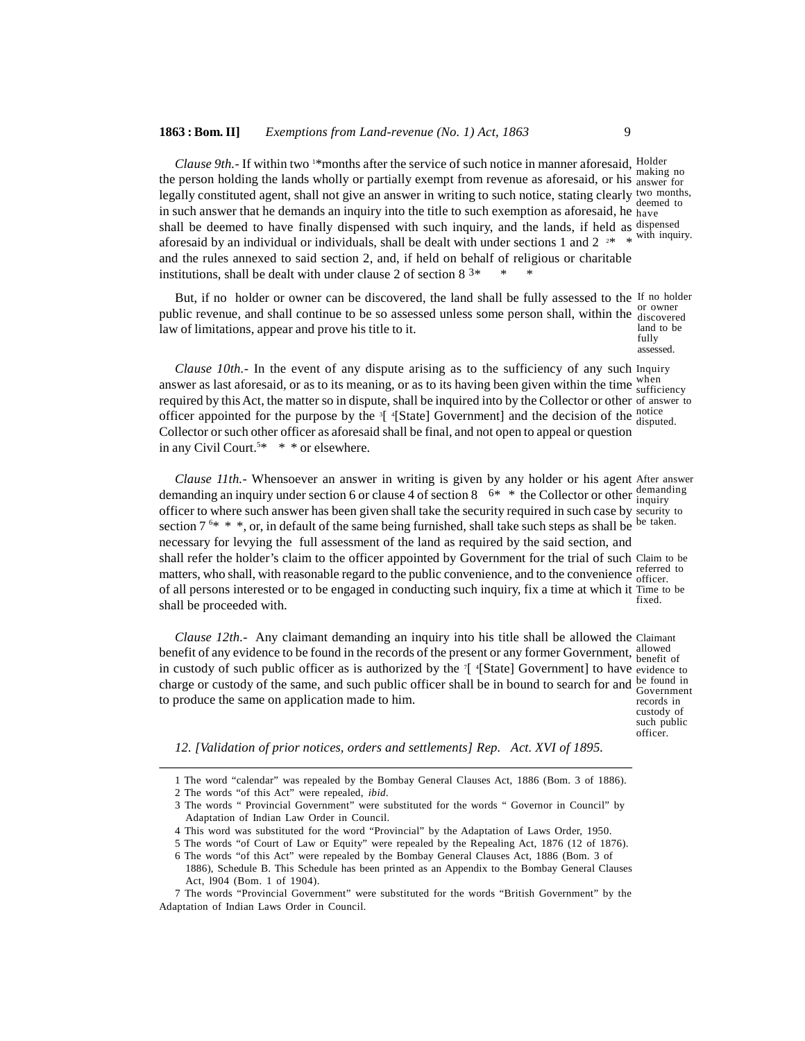*Clause 9th.*- If within two [1]*months after the service of such notice in manner aforesaid, the person holding the lands wholly or partially exempt from revenue as aforesaid, or his legally constituted agent, shall not give an answer in writing to such notice, stating clearly in such answer that he demands an inquiry into the title to such exemption as aforesaid, he shall be deemed to have finally dispensed with such inquiry, and the lands, if held as aforesaid by an individual or individuals, shall be dealt with under sections 1 and 2 [2]* * and the rules annexed to said section 2, and, if held on behalf of religious or charitable institutions, shall be dealt with under clause 2 of section 8 [3]* * *

Holder making no answer for two months, deemed to have dispensed with inquiry.

But, if no holder or owner can be discovered, the land shall be fully assessed to the public revenue, and shall continue to be so assessed unless some person shall, within the law of limitations, appear and prove his title to it.

If no holder or owner discovered land to be fully assessed.

*Clause 10th.*- In the event of any dispute arising as to the sufficiency of any such answer as last aforesaid, or as to its meaning, or as to its having been given within the time required by this Act, the matter so in dispute, shall be inquired into by the Collector or other officer appointed for the purpose by the [3][ [4][State] Government] and the decision of the Collector or such other officer as aforesaid shall be final, and not open to appeal or question in any Civil Court.[5]* * * or elsewhere.

Inquiry when sufficiency of answer to notice disputed.

*Clause 11th.*- Whensoever an answer in writing is given by any holder or his agent demanding an inquiry under section 6 or clause 4 of section 8 [6]* * the Collector or other officer to where such answer has been given shall take the security required in such case by section 7 [6]* * *, or, in default of the same being furnished, shall take such steps as shall be necessary for levying the full assessment of the land as required by the said section, and shall refer the holder's claim to the officer appointed by Government for the trial of such matters, who shall, with reasonable regard to the public convenience, and to the convenience of all persons interested or to be engaged in conducting such inquiry, fix a time at which it shall be proceeded with.

After answer demanding inquiry security to be taken.

Claim to be referred to officer.

Time to be fixed.

*Clause 12th*.- Any claimant demanding an inquiry into his title shall be allowed the benefit of any evidence to be found in the records of the present or any former Government, in custody of such public officer as is authorized by the [7][ [4][State] Government] to have charge or custody of the same, and such public officer shall be in bound to search for and to produce the same on application made to him.

Claimant allowed benefit of evidence to be found in Government records in custody of such public officer.

*12. [Validation of prior notices, orders and settlements] Rep. Act. XVI of 1895.*

---

1 The word "calendar" was repealed by the Bombay General Clauses Act, 1886 (Bom. 3 of 1886).

2 The words "of this Act" were repealed, *ibid*.

3 The words " Provincial Government" were substituted for the words " Governor in Council" by Adaptation of Indian Law Order in Council.

4 This word was substituted for the word "Provincial" by the Adaptation of Laws Order, 1950.

5 The words "of Court of Law or Equity" were repealed by the Repealing Act, 1876 (12 of 1876).

6 The words "of this Act" were repealed by the Bombay General Clauses Act, 1886 (Bom. 3 of 1886), Schedule B. This Schedule has been printed as an Appendix to the Bombay General Clauses Act, l904 (Bom. 1 of 1904).

7 The words "Provincial Government" were substituted for the words "British Government" by the Adaptation of Indian Laws Order in Council.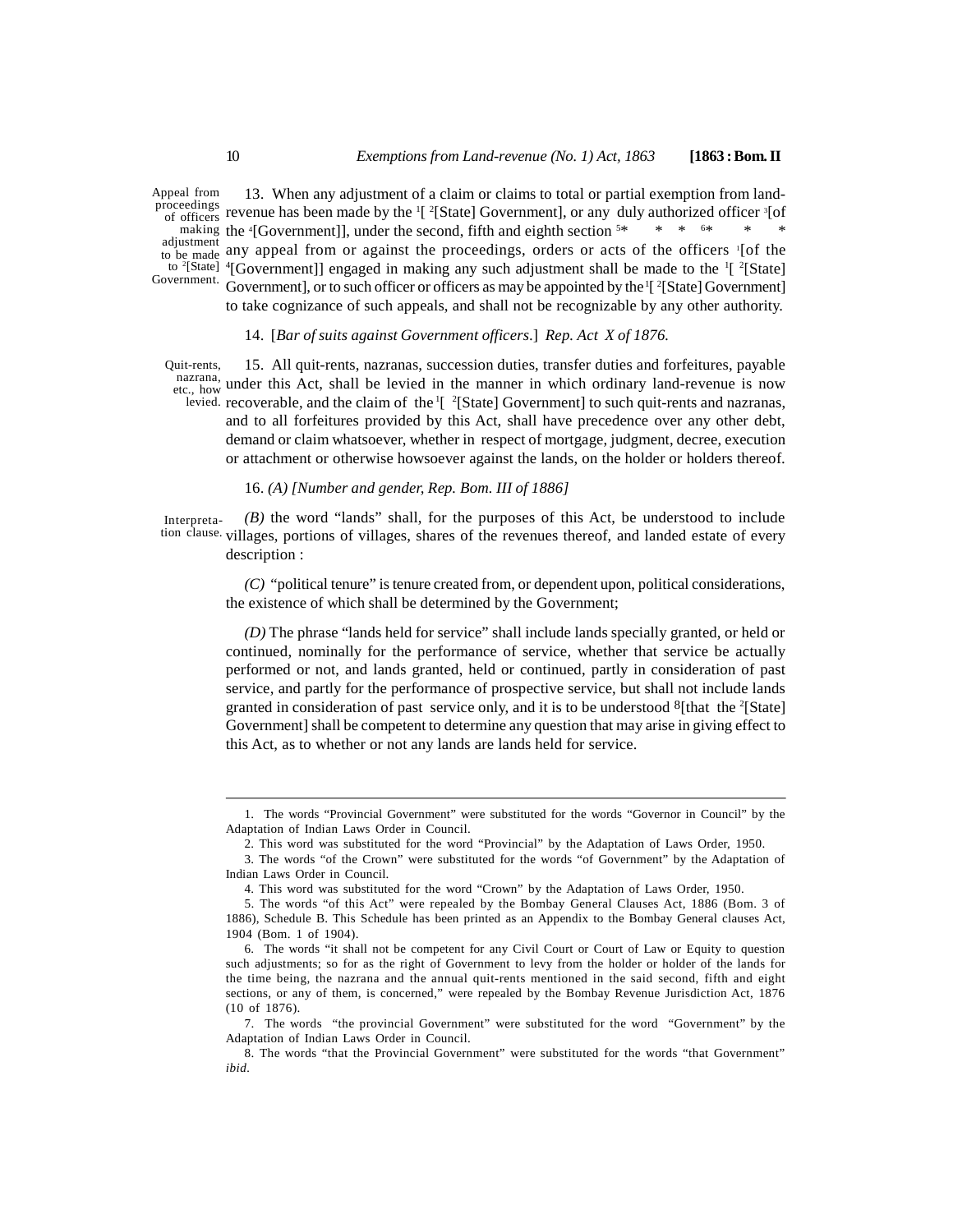Appeal from proceedings of officers making adjustment to be made to [2][State] Government.

13. When any adjustment of a claim or claims to total or partial exemption from land-revenue has been made by the [1][ [2][State] Government], or any duly authorized officer [3][of the [4][Government]], under the second, fifth and eighth section [5]* * * [6]* * * any appeal from or against the proceedings, orders or acts of the officers [1][of the [4][Government]] engaged in making any such adjustment shall be made to the [1][ [2][State] Government], or to such officer or officers as may be appointed by the [1][ [2][State] Government] to take cognizance of such appeals, and shall not be recognizable by any other authority.

14. [*Bar of suits against Government officers*.] *Rep. Act X of 1876.*

Quit-rents, nazrana, etc., how levied.

15. All quit-rents, nazranas, succession duties, transfer duties and forfeitures, payable under this Act, shall be levied in the manner in which ordinary land-revenue is now recoverable, and the claim of the [1][ [2][State] Government] to such quit-rents and nazranas, and to all forfeitures provided by this Act, shall have precedence over any other debt, demand or claim whatsoever, whether in respect of mortgage, judgment, decree, execution or attachment or otherwise howsoever against the lands, on the holder or holders thereof.

16. *(A) [Number and gender, Rep. Bom. III of 1886]*

Interpretation clause.

*(B)* the word "lands" shall, for the purposes of this Act, be understood to include villages, portions of villages, shares of the revenues thereof, and landed estate of every description :

*(C)* "political tenure" is tenure created from, or dependent upon, political considerations, the existence of which shall be determined by the Government;

*(D)* The phrase "lands held for service" shall include lands specially granted, or held or continued, nominally for the performance of service, whether that service be actually performed or not, and lands granted, held or continued, partly in consideration of past service, and partly for the performance of prospective service, but shall not include lands granted in consideration of past service only, and it is to be understood [8][that the [2][State] Government] shall be competent to determine any question that may arise in giving effect to this Act, as to whether or not any lands are lands held for service.

---

1. The words "Provincial Government" were substituted for the words "Governor in Council" by the Adaptation of Indian Laws Order in Council.

2. This word was substituted for the word "Provincial" by the Adaptation of Laws Order, 1950.

3. The words "of the Crown" were substituted for the words "of Government" by the Adaptation of Indian Laws Order in Council.

4. This word was substituted for the word "Crown" by the Adaptation of Laws Order, 1950.

5. The words "of this Act" were repealed by the Bombay General Clauses Act, 1886 (Bom. 3 of 1886), Schedule B. This Schedule has been printed as an Appendix to the Bombay General clauses Act, 1904 (Bom. 1 of 1904).

6. The words "it shall not be competent for any Civil Court or Court of Law or Equity to question such adjustments; so for as the right of Government to levy from the holder or holder of the lands for the time being, the nazrana and the annual quit-rents mentioned in the said second, fifth and eight sections, or any of them, is concerned," were repealed by the Bombay Revenue Jurisdiction Act, 1876 (10 of 1876).

7. The words "the provincial Government" were substituted for the word "Government" by the Adaptation of Indian Laws Order in Council.

8. The words "that the Provincial Government" were substituted for the words "that Government" *ibid*.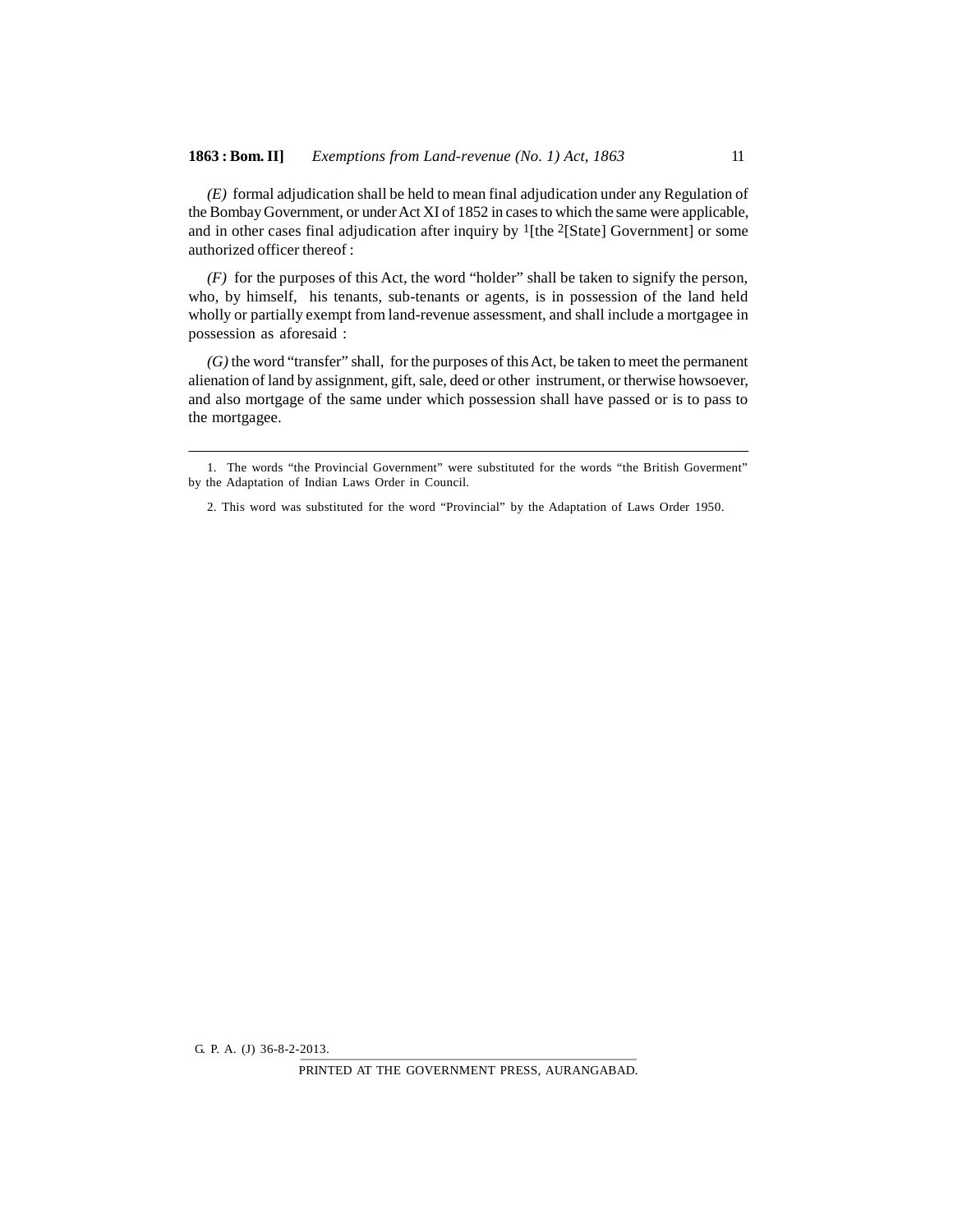*(E)* formal adjudication shall be held to mean final adjudication under any Regulation of the Bombay Government, or under Act XI of 1852 in cases to which the same were applicable, and in other cases final adjudication after inquiry by [1][the [2][State] Government] or some authorized officer thereof :

*(F)* for the purposes of this Act, the word "holder" shall be taken to signify the person, who, by himself, his tenants, sub-tenants or agents, is in possession of the land held wholly or partially exempt from land-revenue assessment, and shall include a mortgagee in possession as aforesaid :

*(G)* the word "transfer" shall, for the purposes of this Act, be taken to meet the permanent alienation of land by assignment, gift, sale, deed or other instrument, or therwise howsoever, and also mortgage of the same under which possession shall have passed or is to pass to the mortgagee.

---

1. The words "the Provincial Government" were substituted for the words "the British Goverment" by the Adaptation of Indian Laws Order in Council.

2. This word was substituted for the word "Provincial" by the Adaptation of Laws Order 1950.

G. P. A. (J) 36-8-2-2013.

PRINTED AT THE GOVERNMENT PRESS, AURANGABAD.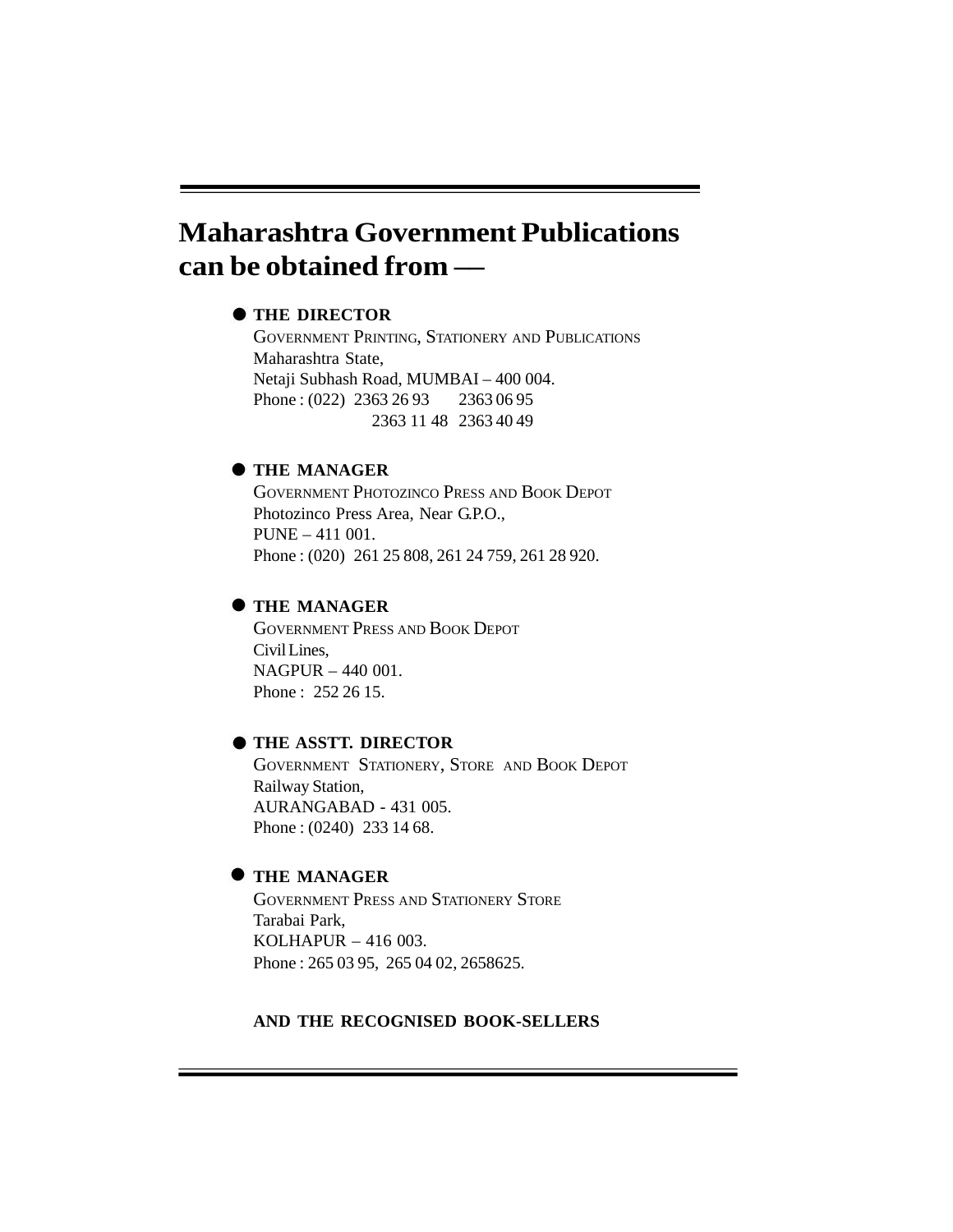# Maharashtra Government Publications can be obtained from —

- **THE DIRECTOR**
  GOVERNMENT PRINTING, STATIONERY AND PUBLICATIONS
  Maharashtra State,
  Netaji Subhash Road, MUMBAI – 400 004.
  Phone : (022) 2363 26 93 2363 06 95
  2363 11 48 2363 40 49

- **THE MANAGER**
  GOVERNMENT PHOTOZINCO PRESS AND BOOK DEPOT
  Photozinco Press Area, Near G.P.O.,
  PUNE – 411 001.
  Phone : (020) 261 25 808, 261 24 759, 261 28 920.

- **THE MANAGER**
  GOVERNMENT PRESS AND BOOK DEPOT
  Civil Lines,
  NAGPUR – 440 001.
  Phone : 252 26 15.

- **THE ASSTT. DIRECTOR**
  GOVERNMENT STATIONERY, STORE AND BOOK DEPOT
  Railway Station,
  AURANGABAD - 431 005.
  Phone : (0240) 233 14 68.

- **THE MANAGER**
  GOVERNMENT PRESS AND STATIONERY STORE
  Tarabai Park,
  KOLHAPUR – 416 003.
  Phone : 265 03 95, 265 04 02, 2658625.

**AND THE RECOGNISED BOOK-SELLERS**